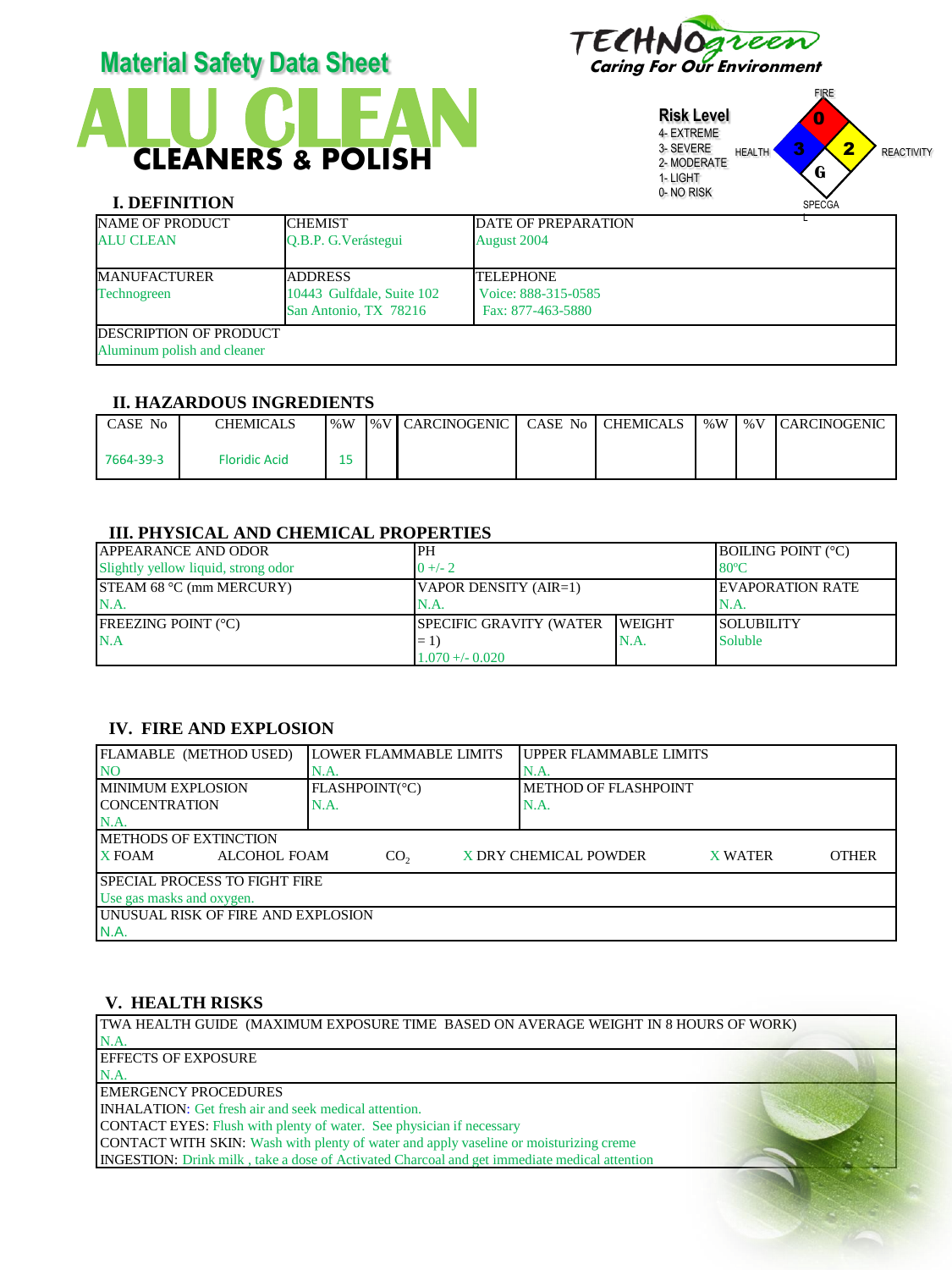# Material Safety Data Sheet

# ALU CLEAN

## CLEANERS & POLISH

TECHNOgreen
Caring For Our Environment

**Risk Level**
4- EXTREME
3- SEVERE
2- MODERATE
1- LIGHT
0- NO RISK

FIRE: 0
HEALTH: 3
REACTIVITY: 2
SPECGAL: G

### I. DEFINITION

| NAME OF PRODUCT | CHEMIST | DATE OF PREPARATION |
|---|---|---|
| ALU CLEAN | Q.B.P. G.Verástegui | August 2004 |
| MANUFACTURER<br>Technogreen | ADDRESS<br>10443 Gulfdale, Suite 102<br>San Antonio, TX 78216 | TELEPHONE<br>Voice: 888-315-0585<br>Fax: 877-463-5880 |
| DESCRIPTION OF PRODUCT<br>Aluminum polish and cleaner | | |

### II. HAZARDOUS INGREDIENTS

| CASE No | CHEMICALS | %W | %V | CARCINOGENIC | CASE No | CHEMICALS | %W | %V | CARCINOGENIC |
|---|---|---|---|---|---|---|---|---|---|
| 7664-39-3 | Floridic Acid | 15 | | | | | | | |

### III. PHYSICAL AND CHEMICAL PROPERTIES

| APPEARANCE AND ODOR | PH | | BOILING POINT (°C) |
|---|---|---|---|
| Slightly yellow liquid, strong odor | 0 +/- 2 | | 80ºC |
| STEAM 68 °C (mm MERCURY)<br>N.A. | VAPOR DENSITY (AIR=1)<br>N.A. | | EVAPORATION RATE<br>N.A. |
| FREEZING POINT (°C)<br>N.A | SPECIFIC GRAVITY (WATER = 1)<br>1.070 +/- 0.020 | WEIGHT<br>N.A. | SOLUBILITY<br>Soluble |

### IV. FIRE AND EXPLOSION

| FLAMABLE (METHOD USED) | LOWER FLAMMABLE LIMITS | UPPER FLAMMABLE LIMITS |
|---|---|---|
| NO | N.A. | N.A. |
| MINIMUM EXPLOSION CONCENTRATION<br>N.A. | FLASHPOINT(°C)<br>N.A. | METHOD OF FLASHPOINT<br>N.A. |

METHODS OF EXTINCTION
X FOAM ALCOHOL FOAM $CO_2$ X DRY CHEMICAL POWDER X WATER OTHER

SPECIAL PROCESS TO FIGHT FIRE
Use gas masks and oxygen.

UNUSUAL RISK OF FIRE AND EXPLOSION
N.A.

### V. HEALTH RISKS

TWA HEALTH GUIDE (MAXIMUM EXPOSURE TIME BASED ON AVERAGE WEIGHT IN 8 HOURS OF WORK)
N.A.

EFFECTS OF EXPOSURE
N.A.

EMERGENCY PROCEDURES
INHALATION: Get fresh air and seek medical attention.
CONTACT EYES: Flush with plenty of water. See physician if necessary
CONTACT WITH SKIN: Wash with plenty of water and apply vaseline or moisturizing creme
INGESTION: Drink milk , take a dose of Activated Charcoal and get immediate medical attention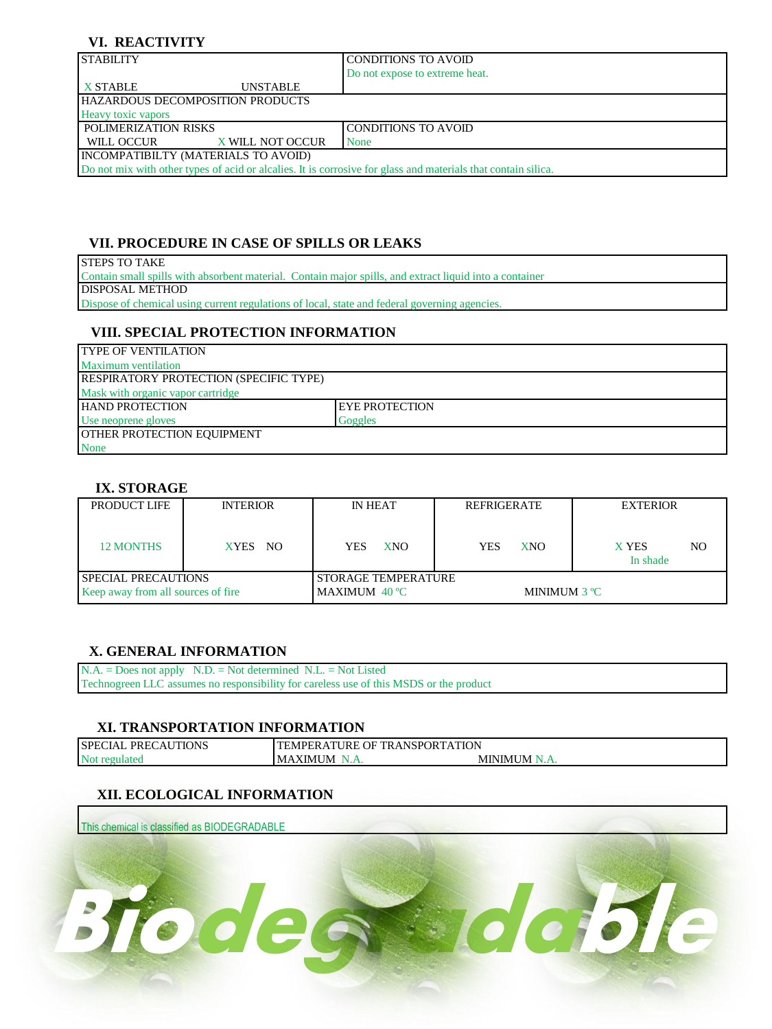## VI. REACTIVITY

| | |
|---|---|
| STABILITY<br>X STABLE UNSTABLE | CONDITIONS TO AVOID<br>Do not expose to extreme heat. |
| HAZARDOUS DECOMPOSITION PRODUCTS<br>Heavy toxic vapors | |
| POLIMERIZATION RISKS<br>WILL OCCUR X WILL NOT OCCUR | CONDITIONS TO AVOID<br>None |
| INCOMPATIBILTY (MATERIALS TO AVOID)<br>Do not mix with other types of acid or alcalies. It is corrosive for glass and materials that contain silica. | |

## VII. PROCEDURE IN CASE OF SPILLS OR LEAKS

| |
|---|
| STEPS TO TAKE<br>Contain small spills with absorbent material. Contain major spills, and extract liquid into a container |
| DISPOSAL METHOD<br>Dispose of chemical using current regulations of local, state and federal governing agencies. |

## VIII. SPECIAL PROTECTION INFORMATION

| | |
|---|---|
| TYPE OF VENTILATION<br>Maximum ventilation | |
| RESPIRATORY PROTECTION (SPECIFIC TYPE)<br>Mask with organic vapor cartridge | |
| HAND PROTECTION<br>Use neoprene gloves | EYE PROTECTION<br>Goggles |
| OTHER PROTECTION EQUIPMENT<br>None | |

## IX. STORAGE

| PRODUCT LIFE | INTERIOR | IN HEAT | REFRIGERATE | EXTERIOR |
|---|---|---|---|---|
| 12 MONTHS | XYES NO | YES XNO | YES XNO | X YES NO<br>In shade |
| SPECIAL PRECAUTIONS<br>Keep away from all sources of fire | | STORAGE TEMPERATURE<br>MAXIMUM 40 ºC | | MINIMUM 3 ºC |

## X. GENERAL INFORMATION

| |
|---|
| N.A. = Does not apply N.D. = Not determined N.L. = Not Listed<br>Technogreen LLC assumes no responsibility for careless use of this MSDS or the product |

## XI. TRANSPORTATION INFORMATION

| | | |
|---|---|---|
| SPECIAL PRECAUTIONS<br>Not regulated | TEMPERATURE OF TRANSPORTATION<br>MAXIMUM N.A. | MINIMUM N.A. |

## XII. ECOLOGICAL INFORMATION

| |
|---|
| This chemical is classified as BIODEGRADABLE |

Biodegradable